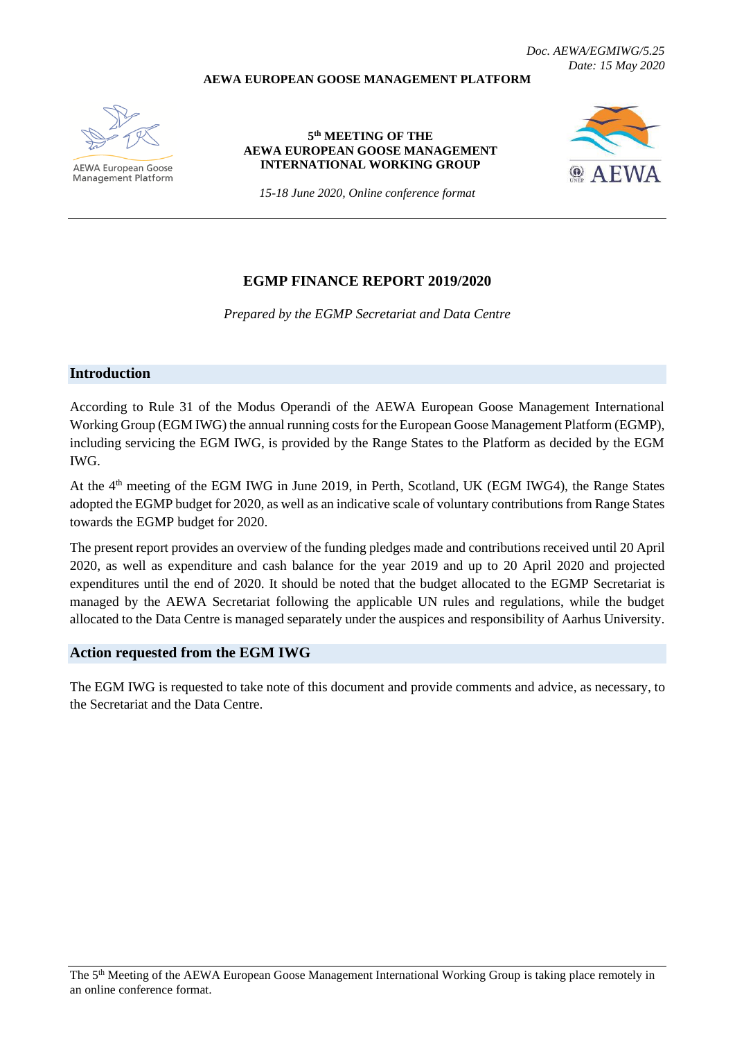*Doc. AEWA/EGMIWG/5.25*
*Date: 15 May 2020*

**AEWA EUROPEAN GOOSE MANAGEMENT PLATFORM**

AEWA European Goose Management Platform

**5th MEETING OF THE**
**AEWA EUROPEAN GOOSE MANAGEMENT INTERNATIONAL WORKING GROUP**

*15-18 June 2020, Online conference format*

AEWA

---

# EGMP FINANCE REPORT 2019/2020

*Prepared by the EGMP Secretariat and Data Centre*

## Introduction

According to Rule 31 of the Modus Operandi of the AEWA European Goose Management International Working Group (EGM IWG) the annual running costs for the European Goose Management Platform (EGMP), including servicing the EGM IWG, is provided by the Range States to the Platform as decided by the EGM IWG.

At the 4th meeting of the EGM IWG in June 2019, in Perth, Scotland, UK (EGM IWG4), the Range States adopted the EGMP budget for 2020, as well as an indicative scale of voluntary contributions from Range States towards the EGMP budget for 2020.

The present report provides an overview of the funding pledges made and contributions received until 20 April 2020, as well as expenditure and cash balance for the year 2019 and up to 20 April 2020 and projected expenditures until the end of 2020. It should be noted that the budget allocated to the EGMP Secretariat is managed by the AEWA Secretariat following the applicable UN rules and regulations, while the budget allocated to the Data Centre is managed separately under the auspices and responsibility of Aarhus University.

## Action requested from the EGM IWG

The EGM IWG is requested to take note of this document and provide comments and advice, as necessary, to the Secretariat and the Data Centre.

---

The 5th Meeting of the AEWA European Goose Management International Working Group is taking place remotely in an online conference format.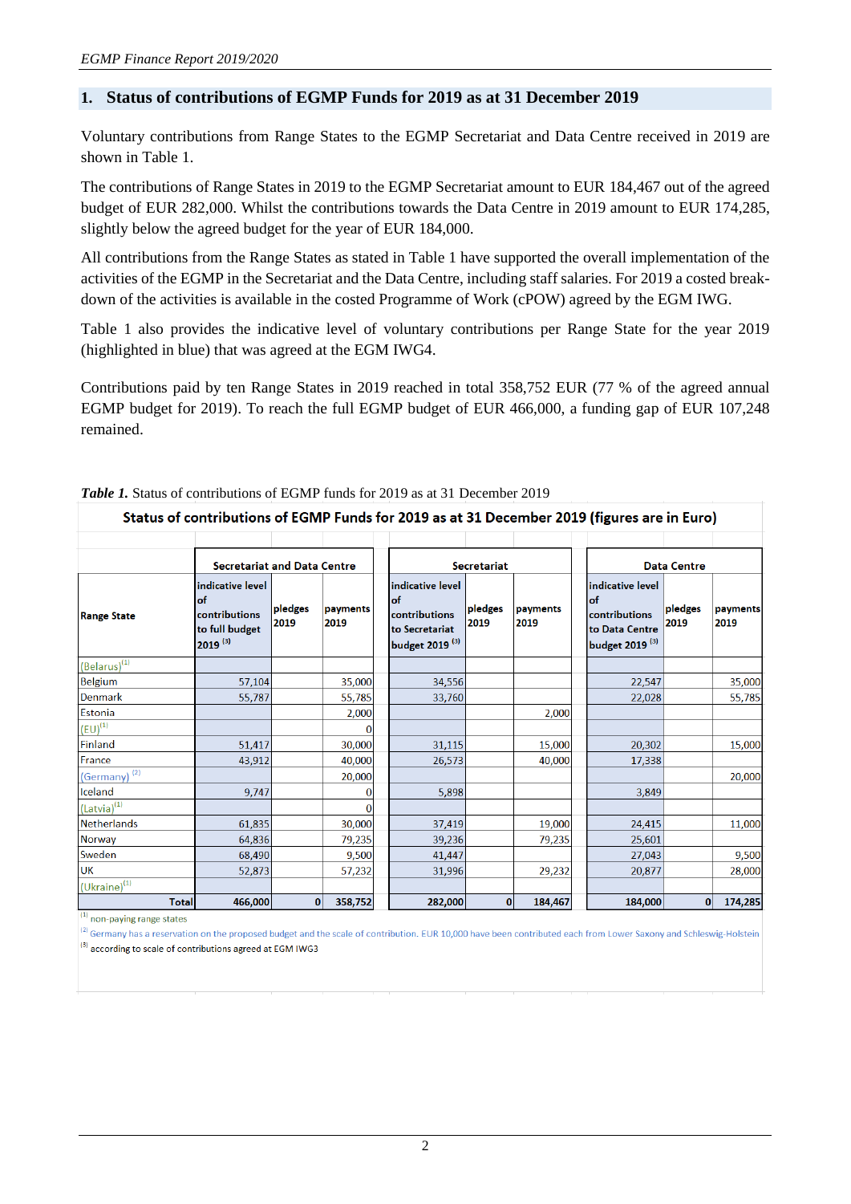## 1. Status of contributions of EGMP Funds for 2019 as at 31 December 2019

Voluntary contributions from Range States to the EGMP Secretariat and Data Centre received in 2019 are shown in Table 1.

The contributions of Range States in 2019 to the EGMP Secretariat amount to EUR 184,467 out of the agreed budget of EUR 282,000. Whilst the contributions towards the Data Centre in 2019 amount to EUR 174,285, slightly below the agreed budget for the year of EUR 184,000.

All contributions from the Range States as stated in Table 1 have supported the overall implementation of the activities of the EGMP in the Secretariat and the Data Centre, including staff salaries. For 2019 a costed break-down of the activities is available in the costed Programme of Work (cPOW) agreed by the EGM IWG.

Table 1 also provides the indicative level of voluntary contributions per Range State for the year 2019 (highlighted in blue) that was agreed at the EGM IWG4.

Contributions paid by ten Range States in 2019 reached in total 358,752 EUR (77 % of the agreed annual EGMP budget for 2019). To reach the full EGMP budget of EUR 466,000, a funding gap of EUR 107,248 remained.

***Table 1.*** Status of contributions of EGMP funds for 2019 as at 31 December 2019

**Status of contributions of EGMP Funds for 2019 as at 31 December 2019 (figures are in Euro)**

| | Secretariat and Data Centre | | | Secretariat | | | Data Centre | | |
|---|---|---|---|---|---|---|---|---|---|
| Range State | indicative level of contributions to full budget 2019 [3] | pledges 2019 | payments 2019 | indicative level of contributions to Secretariat budget 2019 [3] | pledges 2019 | payments 2019 | indicative level of contributions to Data Centre budget 2019 [3] | pledges 2019 | payments 2019 |
| (Belarus)[1] | | | | | | | | | |
| Belgium | 57,104 | | 35,000 | 34,556 | | | 22,547 | | 35,000 |
| Denmark | 55,787 | | 55,785 | 33,760 | | | 22,028 | | 55,785 |
| Estonia | | | 2,000 | | | 2,000 | | | |
| (EU)[1] | | | 0 | | | | | | |
| Finland | 51,417 | | 30,000 | 31,115 | | 15,000 | 20,302 | | 15,000 |
| France | 43,912 | | 40,000 | 26,573 | | 40,000 | 17,338 | | |
| (Germany) [2] | | | 20,000 | | | | | | 20,000 |
| Iceland | 9,747 | | 0 | 5,898 | | | 3,849 | | |
| (Latvia)[1] | | | 0 | | | | | | |
| Netherlands | 61,835 | | 30,000 | 37,419 | | 19,000 | 24,415 | | 11,000 |
| Norway | 64,836 | | 79,235 | 39,236 | | 79,235 | 25,601 | | |
| Sweden | 68,490 | | 9,500 | 41,447 | | | 27,043 | | 9,500 |
| UK | 52,873 | | 57,232 | 31,996 | | 29,232 | 20,877 | | 28,000 |
| (Ukraine)[1] | | | | | | | | | |
| **Total** | **466,000** | **0** | **358,752** | **282,000** | **0** | **184,467** | **184,000** | **0** | **174,285** |

[1] non-paying range states

[2] Germany has a reservation on the proposed budget and the scale of contribution. EUR 10,000 have been contributed each from Lower Saxony and Schleswig-Holstein

[3] according to scale of contributions agreed at EGM IWG3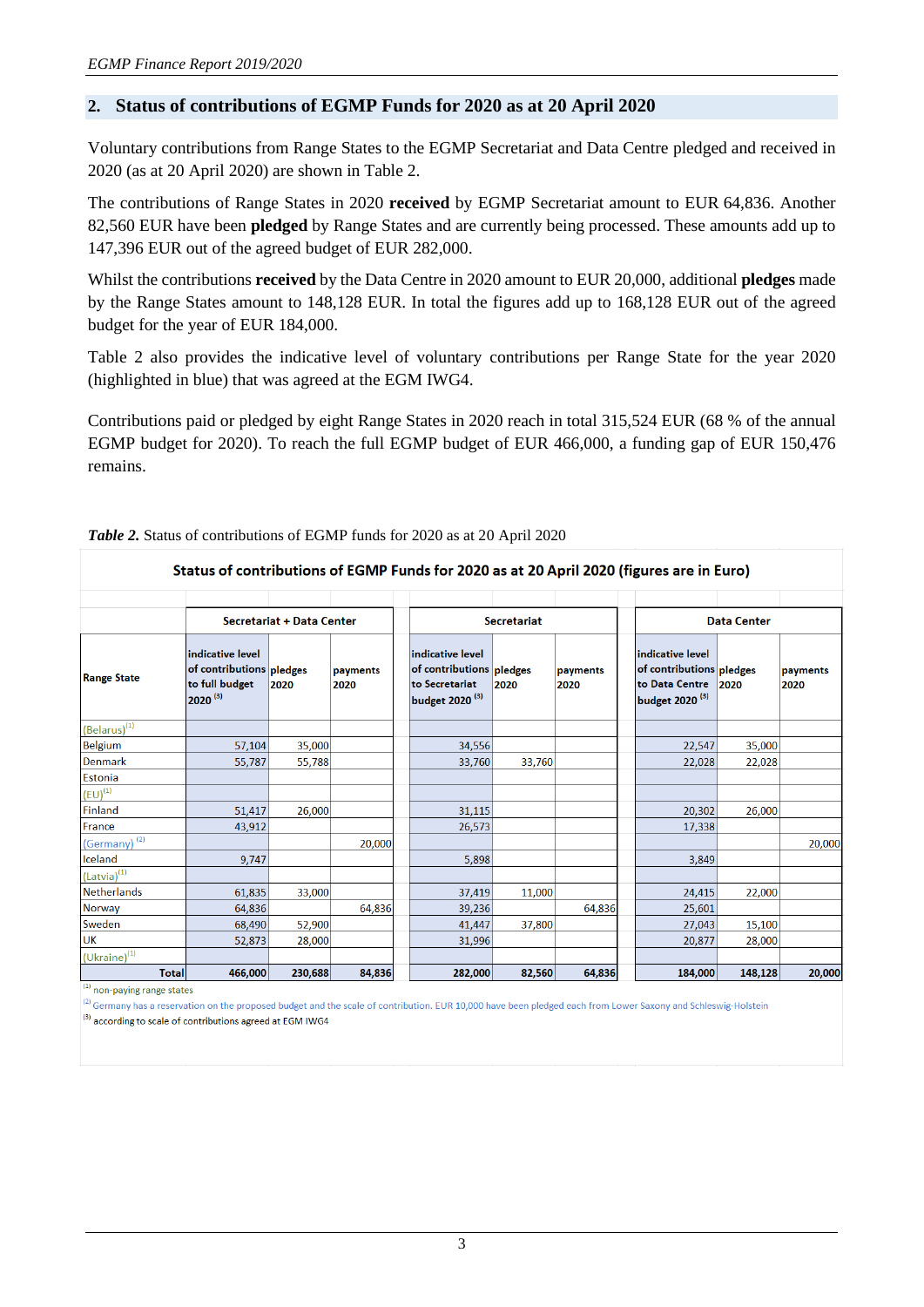## 2. Status of contributions of EGMP Funds for 2020 as at 20 April 2020

Voluntary contributions from Range States to the EGMP Secretariat and Data Centre pledged and received in 2020 (as at 20 April 2020) are shown in Table 2.

The contributions of Range States in 2020 **received** by EGMP Secretariat amount to EUR 64,836. Another 82,560 EUR have been **pledged** by Range States and are currently being processed. These amounts add up to 147,396 EUR out of the agreed budget of EUR 282,000.

Whilst the contributions **received** by the Data Centre in 2020 amount to EUR 20,000, additional **pledges** made by the Range States amount to 148,128 EUR. In total the figures add up to 168,128 EUR out of the agreed budget for the year of EUR 184,000.

Table 2 also provides the indicative level of voluntary contributions per Range State for the year 2020 (highlighted in blue) that was agreed at the EGM IWG4.

Contributions paid or pledged by eight Range States in 2020 reach in total 315,524 EUR (68 % of the annual EGMP budget for 2020). To reach the full EGMP budget of EUR 466,000, a funding gap of EUR 150,476 remains.

***Table 2.*** Status of contributions of EGMP funds for 2020 as at 20 April 2020

**Status of contributions of EGMP Funds for 2020 as at 20 April 2020 (figures are in Euro)**

| | Secretariat + Data Center | | | Secretariat | | | Data Center | | |
|---|---|---|---|---|---|---|---|---|---|
| Range State | indicative level of contributions to full budget 2020 [3] | pledges 2020 | payments 2020 | indicative level of contributions to Secretariat budget 2020 [3] | pledges 2020 | payments 2020 | indicative level of contributions to Data Centre budget 2020 [3] | pledges 2020 | payments 2020 |
| (Belarus)[1] | | | | | | | | | |
| Belgium | 57,104 | 35,000 | | 34,556 | | | 22,547 | 35,000 | |
| Denmark | 55,787 | 55,788 | | 33,760 | 33,760 | | 22,028 | 22,028 | |
| Estonia | | | | | | | | | |
| (EU)[1] | | | | | | | | | |
| Finland | 51,417 | 26,000 | | 31,115 | | | 20,302 | 26,000 | |
| France | 43,912 | | | 26,573 | | | 17,338 | | |
| (Germany) [2] | | | 20,000 | | | | | | 20,000 |
| Iceland | 9,747 | | | 5,898 | | | 3,849 | | |
| (Latvia)[1] | | | | | | | | | |
| Netherlands | 61,835 | 33,000 | | 37,419 | 11,000 | | 24,415 | 22,000 | |
| Norway | 64,836 | | 64,836 | 39,236 | | 64,836 | 25,601 | | |
| Sweden | 68,490 | 52,900 | | 41,447 | 37,800 | | 27,043 | 15,100 | |
| UK | 52,873 | 28,000 | | 31,996 | | | 20,877 | 28,000 | |
| (Ukraine)[1] | | | | | | | | | |
| **Total** | **466,000** | **230,688** | **84,836** | **282,000** | **82,560** | **64,836** | **184,000** | **148,128** | **20,000** |

[1] non-paying range states

[2] Germany has a reservation on the proposed budget and the scale of contribution. EUR 10,000 have been pledged each from Lower Saxony and Schleswig-Holstein

[3] according to scale of contributions agreed at EGM IWG4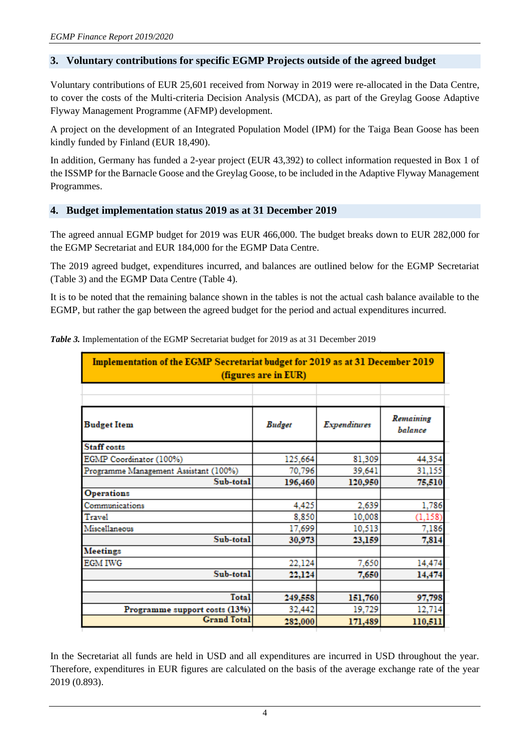## 3. Voluntary contributions for specific EGMP Projects outside of the agreed budget

Voluntary contributions of EUR 25,601 received from Norway in 2019 were re-allocated in the Data Centre, to cover the costs of the Multi-criteria Decision Analysis (MCDA), as part of the Greylag Goose Adaptive Flyway Management Programme (AFMP) development.

A project on the development of an Integrated Population Model (IPM) for the Taiga Bean Goose has been kindly funded by Finland (EUR 18,490).

In addition, Germany has funded a 2-year project (EUR 43,392) to collect information requested in Box 1 of the ISSMP for the Barnacle Goose and the Greylag Goose, to be included in the Adaptive Flyway Management Programmes.

## 4. Budget implementation status 2019 as at 31 December 2019

The agreed annual EGMP budget for 2019 was EUR 466,000. The budget breaks down to EUR 282,000 for the EGMP Secretariat and EUR 184,000 for the EGMP Data Centre.

The 2019 agreed budget, expenditures incurred, and balances are outlined below for the EGMP Secretariat (Table 3) and the EGMP Data Centre (Table 4).

It is to be noted that the remaining balance shown in the tables is not the actual cash balance available to the EGMP, but rather the gap between the agreed budget for the period and actual expenditures incurred.

***Table 3.*** Implementation of the EGMP Secretariat budget for 2019 as at 31 December 2019

| **Implementation of the EGMP Secretariat budget for 2019 as at 31 December 2019 (figures are in EUR)** | | | |
|---|---|---|---|
| **Budget Item** | ***Budget*** | ***Expenditures*** | ***Remaining balance*** |
| **Staff costs** | | | |
| EGMP Coordinator (100%) | 125,664 | 81,309 | 44,354 |
| Programme Management Assistant (100%) | 70,796 | 39,641 | 31,155 |
| **Sub-total** | **196,460** | **120,950** | **75,510** |
| **Operations** | | | |
| Communications | 4,425 | 2,639 | 1,786 |
| Travel | 8,850 | 10,008 | (1,158) |
| Miscellaneous | 17,699 | 10,513 | 7,186 |
| **Sub-total** | **30,973** | **23,159** | **7,814** |
| **Meetings** | | | |
| EGM IWG | 22,124 | 7,650 | 14,474 |
| **Sub-total** | **22,124** | **7,650** | **14,474** |
| | | | |
| **Total** | **249,558** | **151,760** | **97,798** |
| **Programme support costs (13%)** | 32,442 | 19,729 | 12,714 |
| **Grand Total** | **282,000** | **171,489** | **110,511** |

In the Secretariat all funds are held in USD and all expenditures are incurred in USD throughout the year. Therefore, expenditures in EUR figures are calculated on the basis of the average exchange rate of the year 2019 (0.893).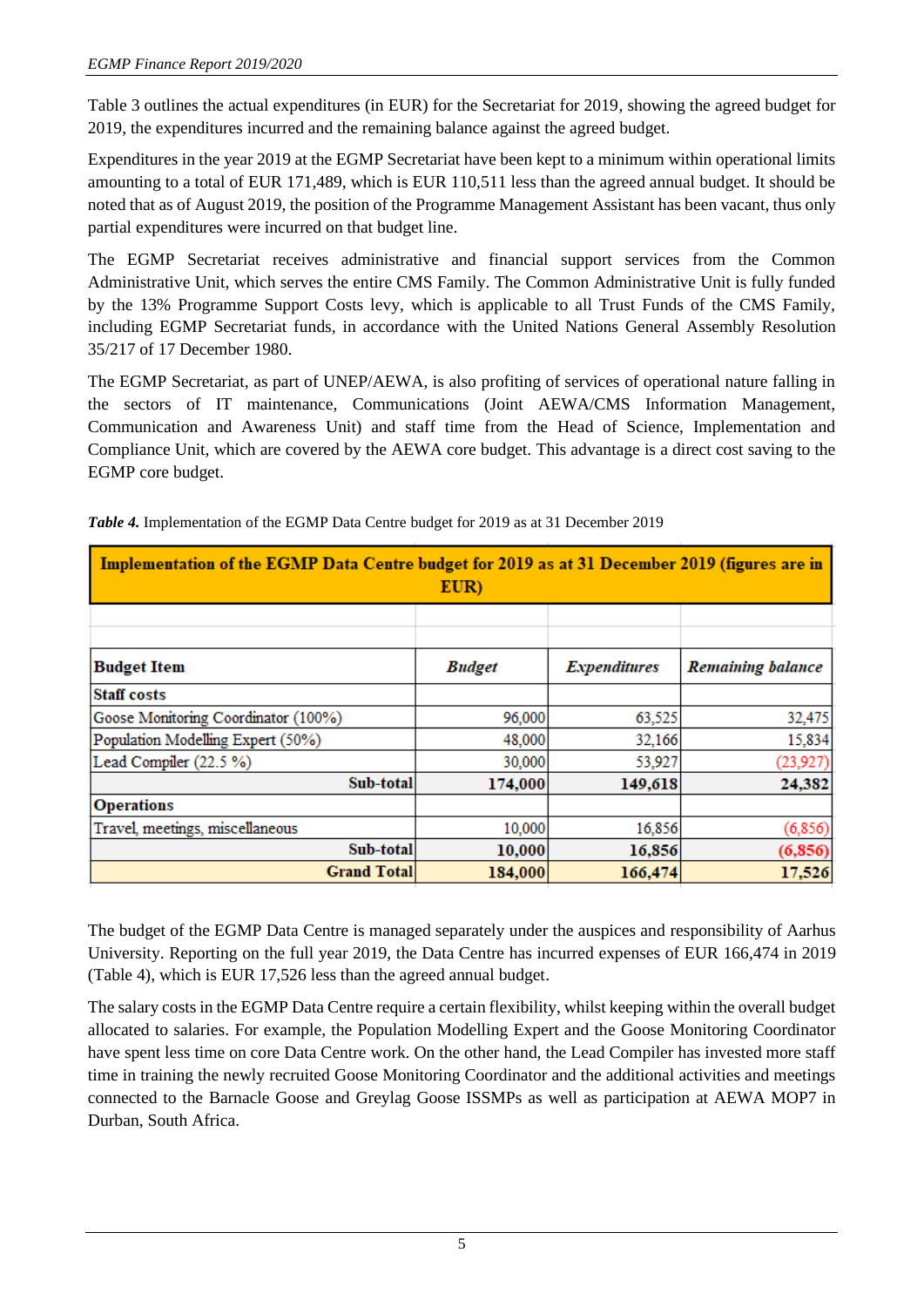Table 3 outlines the actual expenditures (in EUR) for the Secretariat for 2019, showing the agreed budget for 2019, the expenditures incurred and the remaining balance against the agreed budget.

Expenditures in the year 2019 at the EGMP Secretariat have been kept to a minimum within operational limits amounting to a total of EUR 171,489, which is EUR 110,511 less than the agreed annual budget. It should be noted that as of August 2019, the position of the Programme Management Assistant has been vacant, thus only partial expenditures were incurred on that budget line.

The EGMP Secretariat receives administrative and financial support services from the Common Administrative Unit, which serves the entire CMS Family. The Common Administrative Unit is fully funded by the 13% Programme Support Costs levy, which is applicable to all Trust Funds of the CMS Family, including EGMP Secretariat funds, in accordance with the United Nations General Assembly Resolution 35/217 of 17 December 1980.

The EGMP Secretariat, as part of UNEP/AEWA, is also profiting of services of operational nature falling in the sectors of IT maintenance, Communications (Joint AEWA/CMS Information Management, Communication and Awareness Unit) and staff time from the Head of Science, Implementation and Compliance Unit, which are covered by the AEWA core budget. This advantage is a direct cost saving to the EGMP core budget.

***Table 4.*** Implementation of the EGMP Data Centre budget for 2019 as at 31 December 2019

| **Implementation of the EGMP Data Centre budget for 2019 as at 31 December 2019 (figures are in EUR)** | | | |
|---|---|---|---|
| **Budget Item** | ***Budget*** | ***Expenditures*** | ***Remaining balance*** |
| **Staff costs** | | | |
| Goose Monitoring Coordinator (100%) | 96,000 | 63,525 | 32,475 |
| Population Modelling Expert (50%) | 48,000 | 32,166 | 15,834 |
| Lead Compiler (22.5 %) | 30,000 | 53,927 | (23,927) |
| **Sub-total** | **174,000** | **149,618** | **24,382** |
| **Operations** | | | |
| Travel, meetings, miscellaneous | 10,000 | 16,856 | (6,856) |
| **Sub-total** | **10,000** | **16,856** | **(6,856)** |
| **Grand Total** | **184,000** | **166,474** | **17,526** |

The budget of the EGMP Data Centre is managed separately under the auspices and responsibility of Aarhus University. Reporting on the full year 2019, the Data Centre has incurred expenses of EUR 166,474 in 2019 (Table 4), which is EUR 17,526 less than the agreed annual budget.

The salary costs in the EGMP Data Centre require a certain flexibility, whilst keeping within the overall budget allocated to salaries. For example, the Population Modelling Expert and the Goose Monitoring Coordinator have spent less time on core Data Centre work. On the other hand, the Lead Compiler has invested more staff time in training the newly recruited Goose Monitoring Coordinator and the additional activities and meetings connected to the Barnacle Goose and Greylag Goose ISSMPs as well as participation at AEWA MOP7 in Durban, South Africa.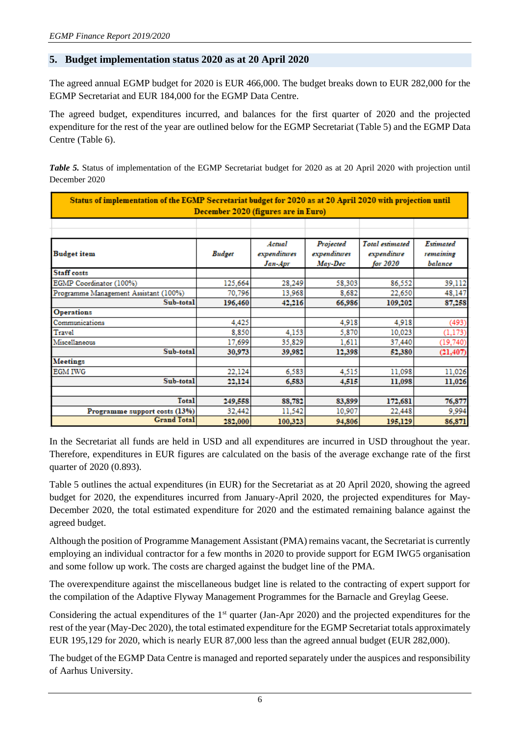## 5. Budget implementation status 2020 as at 20 April 2020

The agreed annual EGMP budget for 2020 is EUR 466,000. The budget breaks down to EUR 282,000 for the EGMP Secretariat and EUR 184,000 for the EGMP Data Centre.

The agreed budget, expenditures incurred, and balances for the first quarter of 2020 and the projected expenditure for the rest of the year are outlined below for the EGMP Secretariat (Table 5) and the EGMP Data Centre (Table 6).

***Table 5.*** Status of implementation of the EGMP Secretariat budget for 2020 as at 20 April 2020 with projection until December 2020

| Status of implementation of the EGMP Secretariat budget for 2020 as at 20 April 2020 with projection until December 2020 (figures are in Euro) | | | | | |
|---|---|---|---|---|---|
| **Budget item** | ***Budget*** | *Actual expenditures Jan-Apr* | *Projected expenditures May-Dec* | *Total estimated expenditure for 2020* | *Estimated remaining balance* |
| **Staff costs** | | | | | |
| EGMP Coordinator (100%) | 125,664 | 28,249 | 58,303 | 86,552 | 39,112 |
| Programme Management Assistant (100%) | 70,796 | 13,968 | 8,682 | 22,650 | 48,147 |
| **Sub-total** | **196,460** | **42,216** | **66,986** | **109,202** | **87,258** |
| **Operations** | | | | | |
| Communications | 4,425 | | 4,918 | 4,918 | (493) |
| Travel | 8,850 | 4,153 | 5,870 | 10,023 | (1,173) |
| Miscellaneous | 17,699 | 35,829 | 1,611 | 37,440 | (19,740) |
| **Sub-total** | **30,973** | **39,982** | **12,398** | **52,380** | **(21,407)** |
| **Meetings** | | | | | |
| EGM IWG | 22,124 | 6,583 | 4,515 | 11,098 | 11,026 |
| **Sub-total** | **22,124** | **6,583** | **4,515** | **11,098** | **11,026** |
| | | | | | |
| **Total** | **249,558** | **88,782** | **83,899** | **172,681** | **76,877** |
| **Programme support costs (13%)** | 32,442 | 11,542 | 10,907 | 22,448 | 9,994 |
| **Grand Total** | **282,000** | **100,323** | **94,806** | **195,129** | **86,871** |

In the Secretariat all funds are held in USD and all expenditures are incurred in USD throughout the year. Therefore, expenditures in EUR figures are calculated on the basis of the average exchange rate of the first quarter of 2020 (0.893).

Table 5 outlines the actual expenditures (in EUR) for the Secretariat as at 20 April 2020, showing the agreed budget for 2020, the expenditures incurred from January-April 2020, the projected expenditures for May-December 2020, the total estimated expenditure for 2020 and the estimated remaining balance against the agreed budget.

Although the position of Programme Management Assistant (PMA) remains vacant, the Secretariat is currently employing an individual contractor for a few months in 2020 to provide support for EGM IWG5 organisation and some follow up work. The costs are charged against the budget line of the PMA.

The overexpenditure against the miscellaneous budget line is related to the contracting of expert support for the compilation of the Adaptive Flyway Management Programmes for the Barnacle and Greylag Geese.

Considering the actual expenditures of the 1st quarter (Jan-Apr 2020) and the projected expenditures for the rest of the year (May-Dec 2020), the total estimated expenditure for the EGMP Secretariat totals approximately EUR 195,129 for 2020, which is nearly EUR 87,000 less than the agreed annual budget (EUR 282,000).

The budget of the EGMP Data Centre is managed and reported separately under the auspices and responsibility of Aarhus University.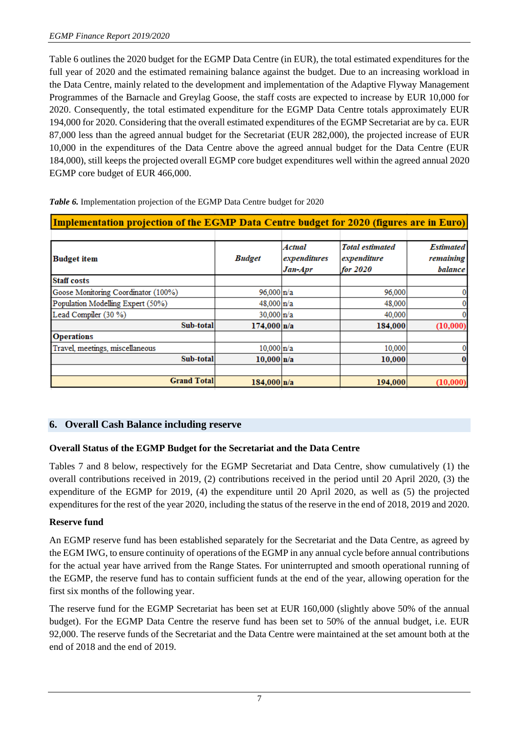Table 6 outlines the 2020 budget for the EGMP Data Centre (in EUR), the total estimated expenditures for the full year of 2020 and the estimated remaining balance against the budget. Due to an increasing workload in the Data Centre, mainly related to the development and implementation of the Adaptive Flyway Management Programmes of the Barnacle and Greylag Goose, the staff costs are expected to increase by EUR 10,000 for 2020. Consequently, the total estimated expenditure for the EGMP Data Centre totals approximately EUR 194,000 for 2020. Considering that the overall estimated expenditures of the EGMP Secretariat are by ca. EUR 87,000 less than the agreed annual budget for the Secretariat (EUR 282,000), the projected increase of EUR 10,000 in the expenditures of the Data Centre above the agreed annual budget for the Data Centre (EUR 184,000), still keeps the projected overall EGMP core budget expenditures well within the agreed annual 2020 EGMP core budget of EUR 466,000.

***Table 6.*** Implementation projection of the EGMP Data Centre budget for 2020

| **Implementation projection of the EGMP Data Centre budget for 2020 (figures are in Euro)** | | | | |
|---|---|---|---|---|
| **Budget item** | ***Budget*** | ***Actual expenditures Jan-Apr*** | ***Total estimated expenditure for 2020*** | ***Estimated remaining balance*** |
| **Staff costs** | | | | |
| Goose Monitoring Coordinator (100%) | 96,000 | n/a | 96,000 | 0 |
| Population Modelling Expert (50%) | 48,000 | n/a | 48,000 | 0 |
| Lead Compiler (30 %) | 30,000 | n/a | 40,000 | 0 |
| **Sub-total** | **174,000** | **n/a** | **184,000** | **(10,000)** |
| **Operations** | | | | |
| Travel, meetings, miscellaneous | 10,000 | n/a | 10,000 | 0 |
| **Sub-total** | **10,000** | **n/a** | **10,000** | **0** |
| | | | | |
| **Grand Total** | **184,000** | **n/a** | **194,000** | **(10,000)** |

## 6. Overall Cash Balance including reserve

**Overall Status of the EGMP Budget for the Secretariat and the Data Centre**

Tables 7 and 8 below, respectively for the EGMP Secretariat and Data Centre, show cumulatively (1) the overall contributions received in 2019, (2) contributions received in the period until 20 April 2020, (3) the expenditure of the EGMP for 2019, (4) the expenditure until 20 April 2020, as well as (5) the projected expenditures for the rest of the year 2020, including the status of the reserve in the end of 2018, 2019 and 2020.

**Reserve fund**

An EGMP reserve fund has been established separately for the Secretariat and the Data Centre, as agreed by the EGM IWG, to ensure continuity of operations of the EGMP in any annual cycle before annual contributions for the actual year have arrived from the Range States. For uninterrupted and smooth operational running of the EGMP, the reserve fund has to contain sufficient funds at the end of the year, allowing operation for the first six months of the following year.

The reserve fund for the EGMP Secretariat has been set at EUR 160,000 (slightly above 50% of the annual budget). For the EGMP Data Centre the reserve fund has been set to 50% of the annual budget, i.e. EUR 92,000. The reserve funds of the Secretariat and the Data Centre were maintained at the set amount both at the end of 2018 and the end of 2019.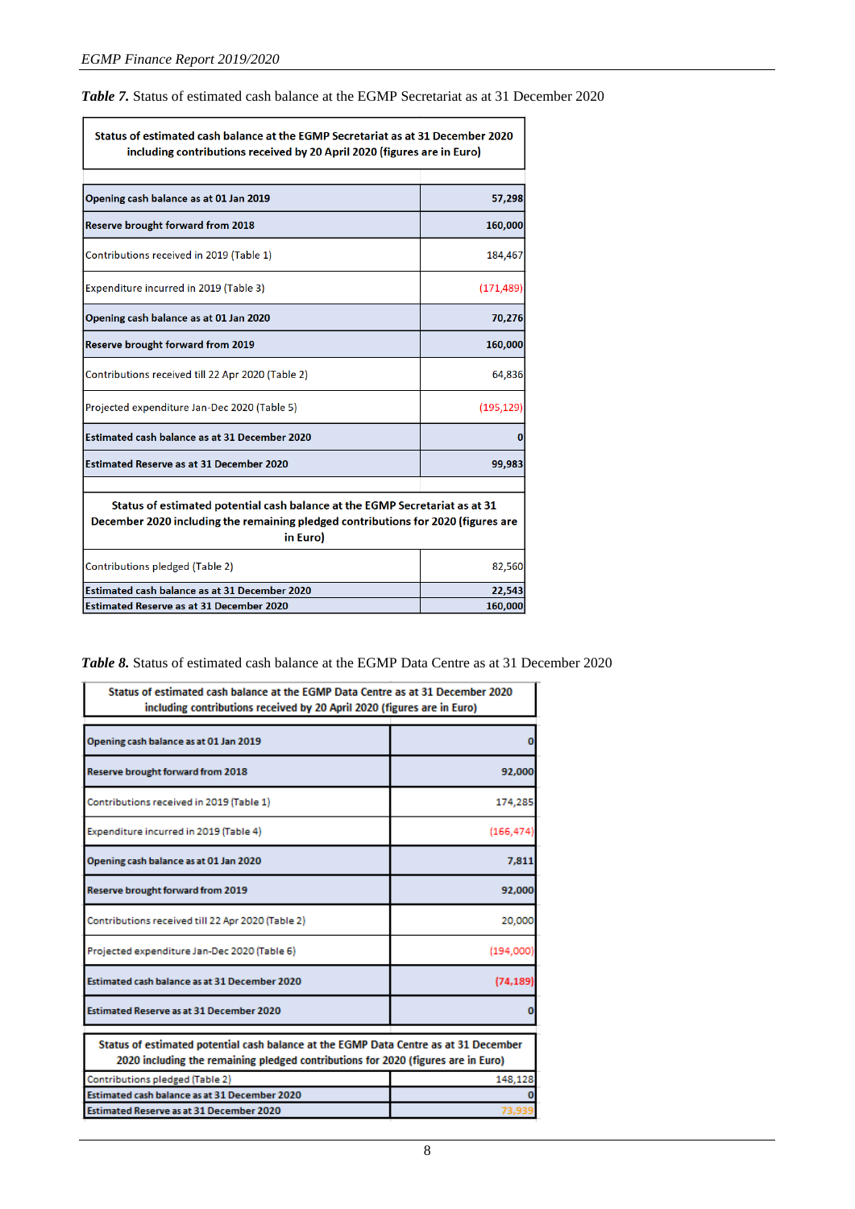***Table 7.*** Status of estimated cash balance at the EGMP Secretariat as at 31 December 2020

| Status of estimated cash balance at the EGMP Secretariat as at 31 December 2020 including contributions received by 20 April 2020 (figures are in Euro) | |
|---|---|
| **Opening cash balance as at 01 Jan 2019** | **57,298** |
| **Reserve brought forward from 2018** | **160,000** |
| Contributions received in 2019 (Table 1) | 184,467 |
| Expenditure incurred in 2019 (Table 3) | (171,489) |
| **Opening cash balance as at 01 Jan 2020** | **70,276** |
| **Reserve brought forward from 2019** | **160,000** |
| Contributions received till 22 Apr 2020 (Table 2) | 64,836 |
| Projected expenditure Jan-Dec 2020 (Table 5) | (195,129) |
| **Estimated cash balance as at 31 December 2020** | **0** |
| **Estimated Reserve as at 31 December 2020** | **99,983** |
| **Status of estimated potential cash balance at the EGMP Secretariat as at 31 December 2020 including the remaining pledged contributions for 2020 (figures are in Euro)** | |
| Contributions pledged (Table 2) | 82,560 |
| **Estimated cash balance as at 31 December 2020** | **22,543** |
| **Estimated Reserve as at 31 December 2020** | **160,000** |

***Table 8.*** Status of estimated cash balance at the EGMP Data Centre as at 31 December 2020

| Status of estimated cash balance at the EGMP Data Centre as at 31 December 2020 including contributions received by 20 April 2020 (figures are in Euro) | |
|---|---|
| **Opening cash balance as at 01 Jan 2019** | **0** |
| **Reserve brought forward from 2018** | **92,000** |
| Contributions received in 2019 (Table 1) | 174,285 |
| Expenditure incurred in 2019 (Table 4) | (166,474) |
| **Opening cash balance as at 01 Jan 2020** | **7,811** |
| **Reserve brought forward from 2019** | **92,000** |
| Contributions received till 22 Apr 2020 (Table 2) | 20,000 |
| Projected expenditure Jan-Dec 2020 (Table 6) | (194,000) |
| **Estimated cash balance as at 31 December 2020** | **(74,189)** |
| **Estimated Reserve as at 31 December 2020** | **0** |
| **Status of estimated potential cash balance at the EGMP Data Centre as at 31 December 2020 including the remaining pledged contributions for 2020 (figures are in Euro)** | |
| Contributions pledged (Table 2) | 148,128 |
| **Estimated cash balance as at 31 December 2020** | **0** |
| **Estimated Reserve as at 31 December 2020** | 73,939 |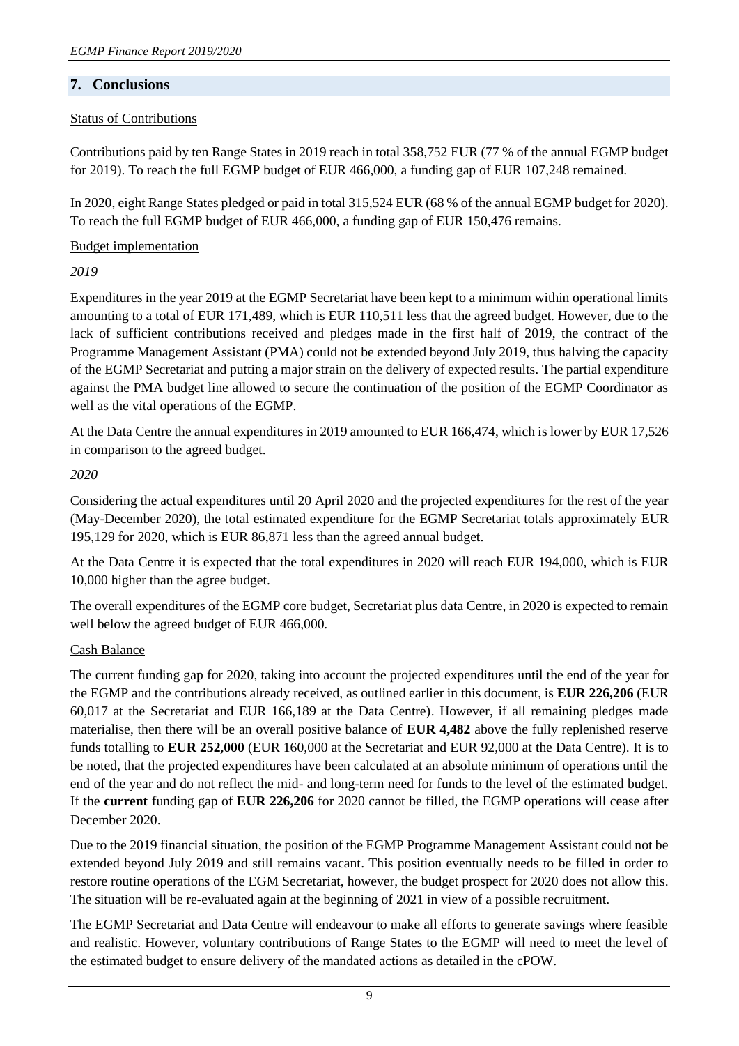## 7. Conclusions

Status of Contributions

Contributions paid by ten Range States in 2019 reach in total 358,752 EUR (77 % of the annual EGMP budget for 2019). To reach the full EGMP budget of EUR 466,000, a funding gap of EUR 107,248 remained.

In 2020, eight Range States pledged or paid in total 315,524 EUR (68 % of the annual EGMP budget for 2020). To reach the full EGMP budget of EUR 466,000, a funding gap of EUR 150,476 remains.

Budget implementation

*2019*

Expenditures in the year 2019 at the EGMP Secretariat have been kept to a minimum within operational limits amounting to a total of EUR 171,489, which is EUR 110,511 less that the agreed budget. However, due to the lack of sufficient contributions received and pledges made in the first half of 2019, the contract of the Programme Management Assistant (PMA) could not be extended beyond July 2019, thus halving the capacity of the EGMP Secretariat and putting a major strain on the delivery of expected results. The partial expenditure against the PMA budget line allowed to secure the continuation of the position of the EGMP Coordinator as well as the vital operations of the EGMP.

At the Data Centre the annual expenditures in 2019 amounted to EUR 166,474, which is lower by EUR 17,526 in comparison to the agreed budget.

*2020*

Considering the actual expenditures until 20 April 2020 and the projected expenditures for the rest of the year (May-December 2020), the total estimated expenditure for the EGMP Secretariat totals approximately EUR 195,129 for 2020, which is EUR 86,871 less than the agreed annual budget.

At the Data Centre it is expected that the total expenditures in 2020 will reach EUR 194,000, which is EUR 10,000 higher than the agree budget.

The overall expenditures of the EGMP core budget, Secretariat plus data Centre, in 2020 is expected to remain well below the agreed budget of EUR 466,000.

Cash Balance

The current funding gap for 2020, taking into account the projected expenditures until the end of the year for the EGMP and the contributions already received, as outlined earlier in this document, is **EUR 226,206** (EUR 60,017 at the Secretariat and EUR 166,189 at the Data Centre). However, if all remaining pledges made materialise, then there will be an overall positive balance of **EUR 4,482** above the fully replenished reserve funds totalling to **EUR 252,000** (EUR 160,000 at the Secretariat and EUR 92,000 at the Data Centre). It is to be noted, that the projected expenditures have been calculated at an absolute minimum of operations until the end of the year and do not reflect the mid- and long-term need for funds to the level of the estimated budget. If the **current** funding gap of **EUR 226,206** for 2020 cannot be filled, the EGMP operations will cease after December 2020.

Due to the 2019 financial situation, the position of the EGMP Programme Management Assistant could not be extended beyond July 2019 and still remains vacant. This position eventually needs to be filled in order to restore routine operations of the EGM Secretariat, however, the budget prospect for 2020 does not allow this. The situation will be re-evaluated again at the beginning of 2021 in view of a possible recruitment.

The EGMP Secretariat and Data Centre will endeavour to make all efforts to generate savings where feasible and realistic. However, voluntary contributions of Range States to the EGMP will need to meet the level of the estimated budget to ensure delivery of the mandated actions as detailed in the cPOW.